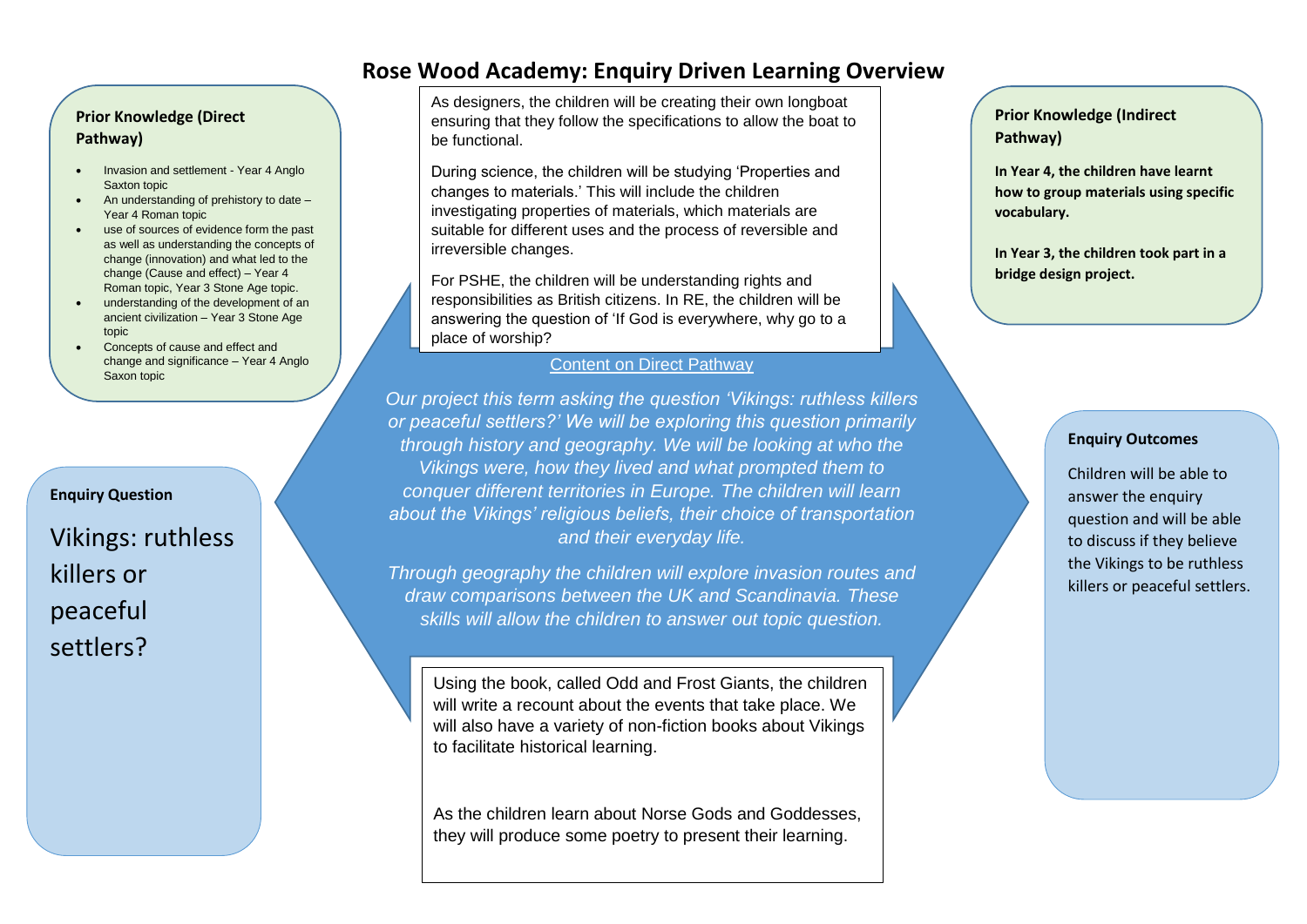# Rose Wood Academy: Enquiry Driven Learning Overview

## Prior Knowledge (Direct Pathway)

- Invasion and settlement - Year 4 Anglo Saxton topic
- An understanding of prehistory to date – Year 4 Roman topic
- use of sources of evidence form the past as well as understanding the concepts of change (innovation) and what led to the change (Cause and effect) – Year 4 Roman topic, Year 3 Stone Age topic.
- understanding of the development of an ancient civilization – Year 3 Stone Age topic
- Concepts of cause and effect and change and significance – Year 4 Anglo Saxon topic

## Enquiry Question

Vikings: ruthless killers or peaceful settlers?

---

As designers, the children will be creating their own longboat ensuring that they follow the specifications to allow the boat to be functional.

During science, the children will be studying 'Properties and changes to materials.' This will include the children investigating properties of materials, which materials are suitable for different uses and the process of reversible and irreversible changes.

For PSHE, the children will be understanding rights and responsibilities as British citizens. In RE, the children will be answering the question of 'If God is everywhere, why go to a place of worship?

Content on Direct Pathway

*Our project this term asking the question 'Vikings: ruthless killers or peaceful settlers?' We will be exploring this question primarily through history and geography. We will be looking at who the Vikings were, how they lived and what prompted them to conquer different territories in Europe. The children will learn about the Vikings' religious beliefs, their choice of transportation and their everyday life.*

*Through geography the children will explore invasion routes and draw comparisons between the UK and Scandinavia. These skills will allow the children to answer out topic question.*

Using the book, called Odd and Frost Giants, the children will write a recount about the events that take place. We will also have a variety of non-fiction books about Vikings to facilitate historical learning.

As the children learn about Norse Gods and Goddesses, they will produce some poetry to present their learning.

---

## Prior Knowledge (Indirect Pathway)

**In Year 4, the children have learnt how to group materials using specific vocabulary.**

**In Year 3, the children took part in a bridge design project.**

## Enquiry Outcomes

Children will be able to answer the enquiry question and will be able to discuss if they believe the Vikings to be ruthless killers or peaceful settlers.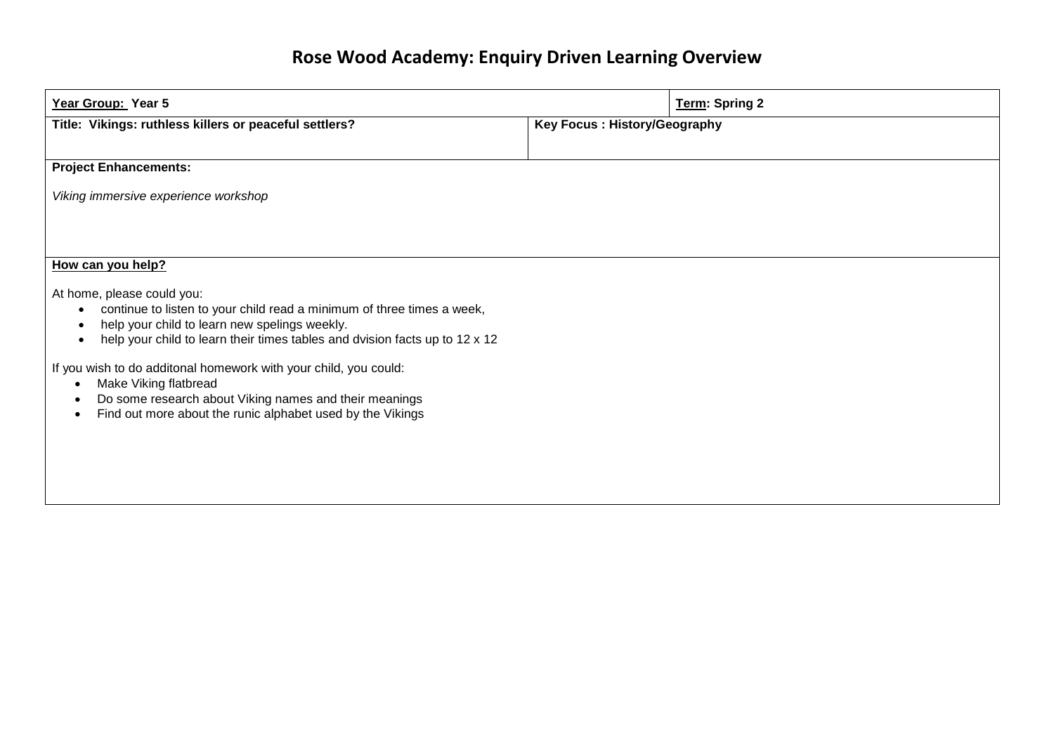# Rose Wood Academy: Enquiry Driven Learning Overview

| **Year Group: Year 5** | | **Term: Spring 2** |
|---|---|---|
| **Title: Vikings: ruthless killers or peaceful settlers?** | **Key Focus : History/Geography** | |

**Project Enhancements:**

*Viking immersive experience workshop*

**How can you help?**

At home, please could you:

- continue to listen to your child read a minimum of three times a week,
- help your child to learn new spelings weekly.
- help your child to learn their times tables and dvision facts up to 12 x 12

If you wish to do additonal homework with your child, you could:

- Make Viking flatbread
- Do some research about Viking names and their meanings
- Find out more about the runic alphabet used by the Vikings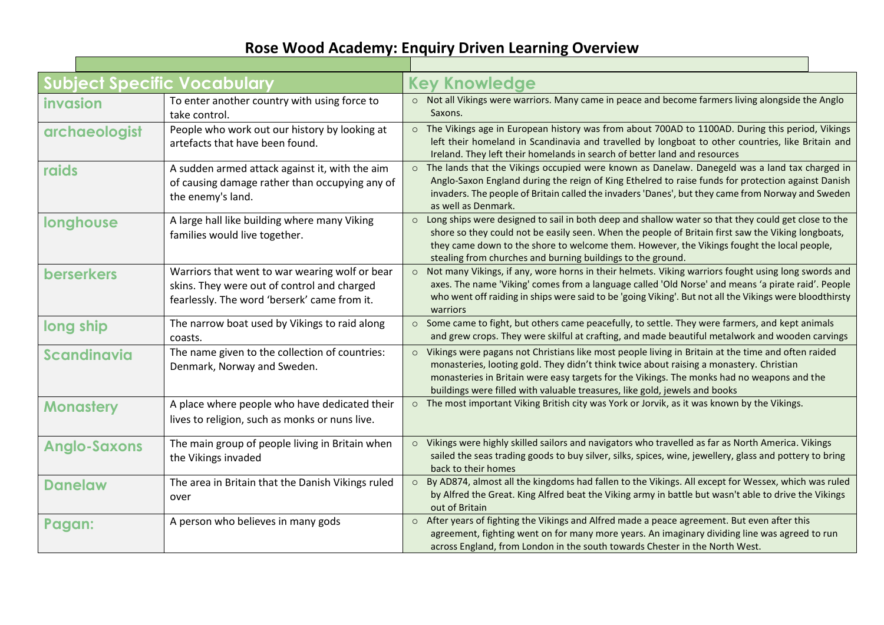# Rose Wood Academy: Enquiry Driven Learning Overview

| Subject Specific Vocabulary | | Key Knowledge |
|---|---|---|
| **invasion** | To enter another country with using force to take control. | ○ Not all Vikings were warriors. Many came in peace and become farmers living alongside the Anglo Saxons. |
| **archaeologist** | People who work out our history by looking at artefacts that have been found. | ○ The Vikings age in European history was from about 700AD to 1100AD. During this period, Vikings left their homeland in Scandinavia and travelled by longboat to other countries, like Britain and Ireland. They left their homelands in search of better land and resources |
| **raids** | A sudden armed attack against it, with the aim of causing damage rather than occupying any of the enemy's land. | ○ The lands that the Vikings occupied were known as Danelaw. Danegeld was a land tax charged in Anglo-Saxon England during the reign of King Ethelred to raise funds for protection against Danish invaders. The people of Britain called the invaders 'Danes', but they came from Norway and Sweden as well as Denmark. |
| **longhouse** | A large hall like building where many Viking families would live together. | ○ Long ships were designed to sail in both deep and shallow water so that they could get close to the shore so they could not be easily seen. When the people of Britain first saw the Viking longboats, they came down to the shore to welcome them. However, the Vikings fought the local people, stealing from churches and burning buildings to the ground. |
| **berserkers** | Warriors that went to war wearing wolf or bear skins. They were out of control and charged fearlessly. The word 'berserk' came from it. | ○ Not many Vikings, if any, wore horns in their helmets. Viking warriors fought using long swords and axes. The name 'Viking' comes from a language called 'Old Norse' and means 'a pirate raid'. People who went off raiding in ships were said to be 'going Viking'. But not all the Vikings were bloodthirsty warriors |
| **long ship** | The narrow boat used by Vikings to raid along coasts. | ○ Some came to fight, but others came peacefully, to settle. They were farmers, and kept animals and grew crops. They were skilful at crafting, and made beautiful metalwork and wooden carvings |
| **Scandinavia** | The name given to the collection of countries: Denmark, Norway and Sweden. | ○ Vikings were pagans not Christians like most people living in Britain at the time and often raided monasteries, looting gold. They didn't think twice about raising a monastery. Christian monasteries in Britain were easy targets for the Vikings. The monks had no weapons and the buildings were filled with valuable treasures, like gold, jewels and books |
| **Monastery** | A place where people who have dedicated their lives to religion, such as monks or nuns live. | ○ The most important Viking British city was York or Jorvik, as it was known by the Vikings. |
| **Anglo-Saxons** | The main group of people living in Britain when the Vikings invaded | ○ Vikings were highly skilled sailors and navigators who travelled as far as North America. Vikings sailed the seas trading goods to buy silver, silks, spices, wine, jewellery, glass and pottery to bring back to their homes |
| **Danelaw** | The area in Britain that the Danish Vikings ruled over | ○ By AD874, almost all the kingdoms had fallen to the Vikings. All except for Wessex, which was ruled by Alfred the Great. King Alfred beat the Viking army in battle but wasn't able to drive the Vikings out of Britain |
| **Pagan:** | A person who believes in many gods | ○ After years of fighting the Vikings and Alfred made a peace agreement. But even after this agreement, fighting went on for many more years. An imaginary dividing line was agreed to run across England, from London in the south towards Chester in the North West. |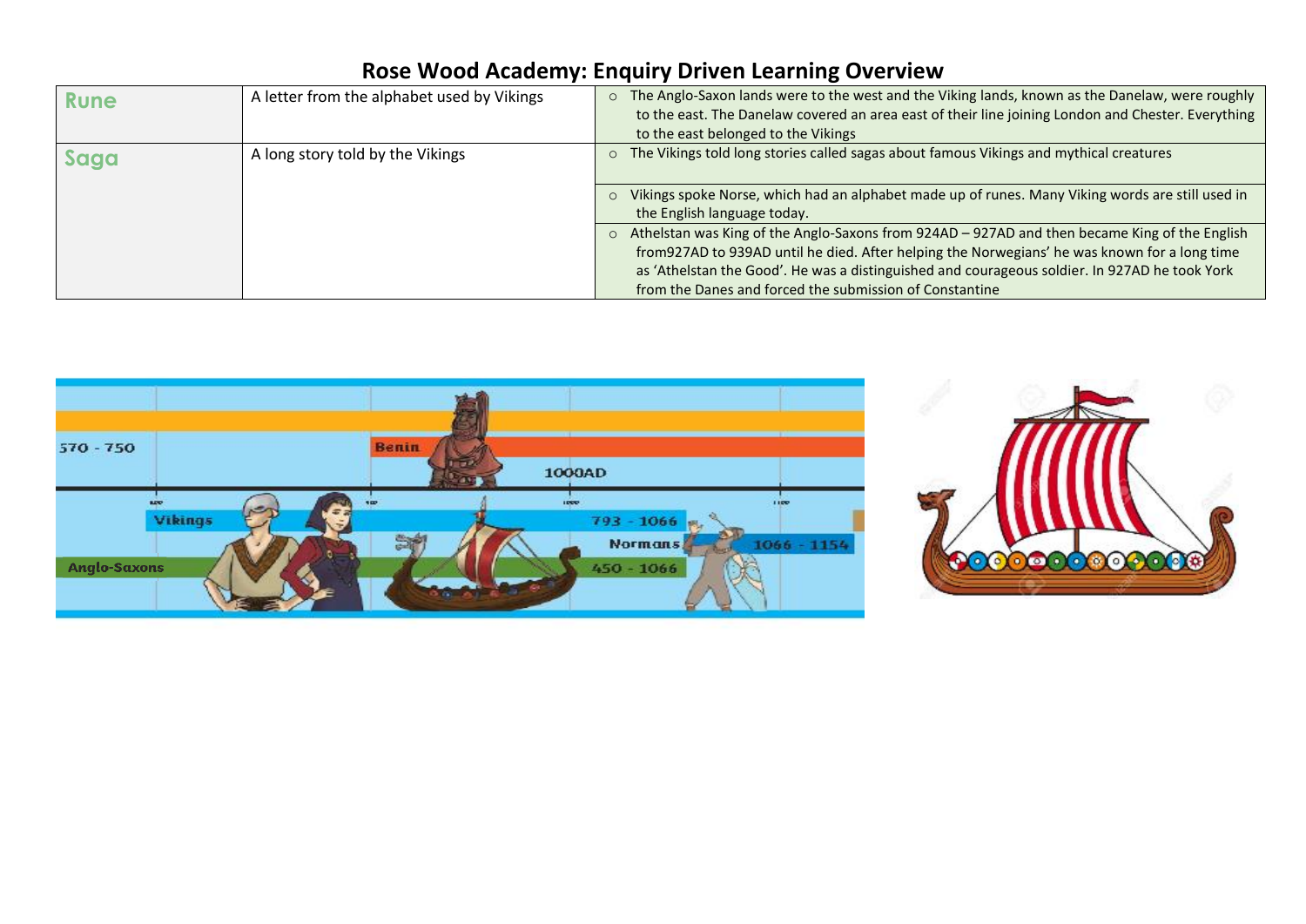# Rose Wood Academy: Enquiry Driven Learning Overview

| | | |
|---|---|---|
| **Rune** | A letter from the alphabet used by Vikings | ○ The Anglo-Saxon lands were to the west and the Viking lands, known as the Danelaw, were roughly to the east. The Danelaw covered an area east of their line joining London and Chester. Everything to the east belonged to the Vikings |
| **Saga** | A long story told by the Vikings | ○ The Vikings told long stories called sagas about famous Vikings and mythical creatures |
| | | ○ Vikings spoke Norse, which had an alphabet made up of runes. Many Viking words are still used in the English language today. |
| | | ○ Athelstan was King of the Anglo-Saxons from 924AD – 927AD and then became King of the English from927AD to 939AD until he died. After helping the Norwegians' he was known for a long time as 'Athelstan the Good'. He was a distinguished and courageous soldier. In 927AD he took York from the Danes and forced the submission of Constantine |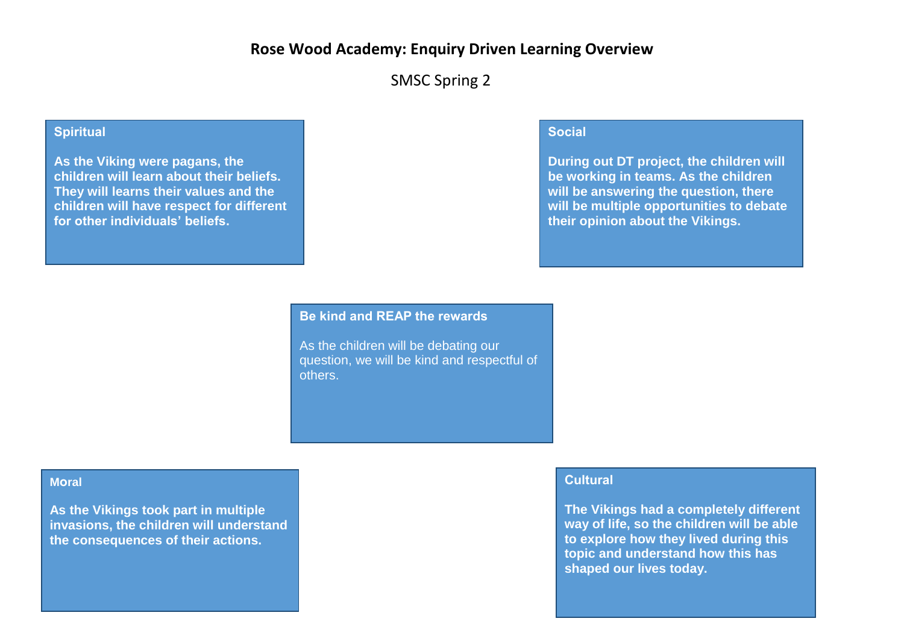# Rose Wood Academy: Enquiry Driven Learning Overview

SMSC Spring 2

**Spiritual**

**As the Viking were pagans, the children will learn about their beliefs. They will learns their values and the children will have respect for different for other individuals' beliefs.**

**Social**

**During out DT project, the children will be working in teams. As the children will be answering the question, there will be multiple opportunities to debate their opinion about the Vikings.**

**Be kind and REAP the rewards**

As the children will be debating our question, we will be kind and respectful of others.

**Moral**

**As the Vikings took part in multiple invasions, the children will understand the consequences of their actions.**

**Cultural**

**The Vikings had a completely different way of life, so the children will be able to explore how they lived during this topic and understand how this has shaped our lives today.**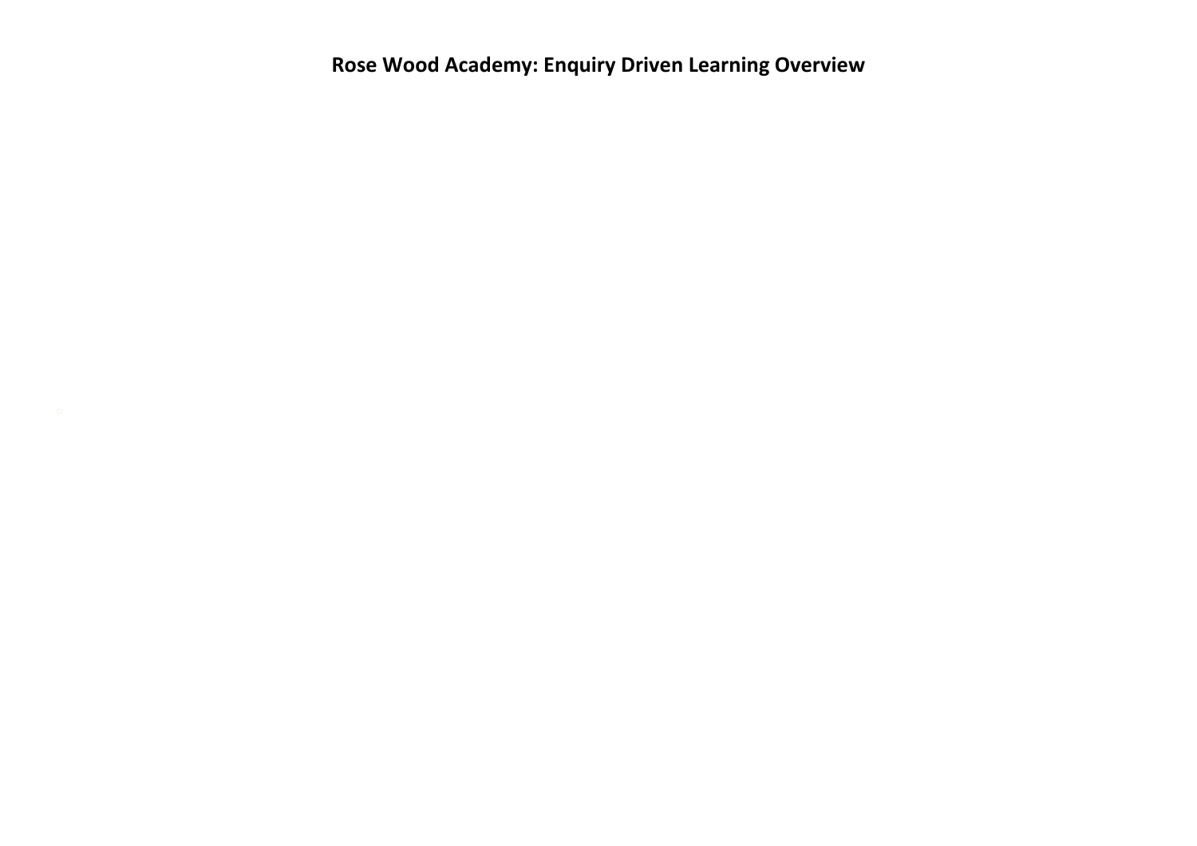**Rose Wood Academy: Enquiry Driven Learning Overview**